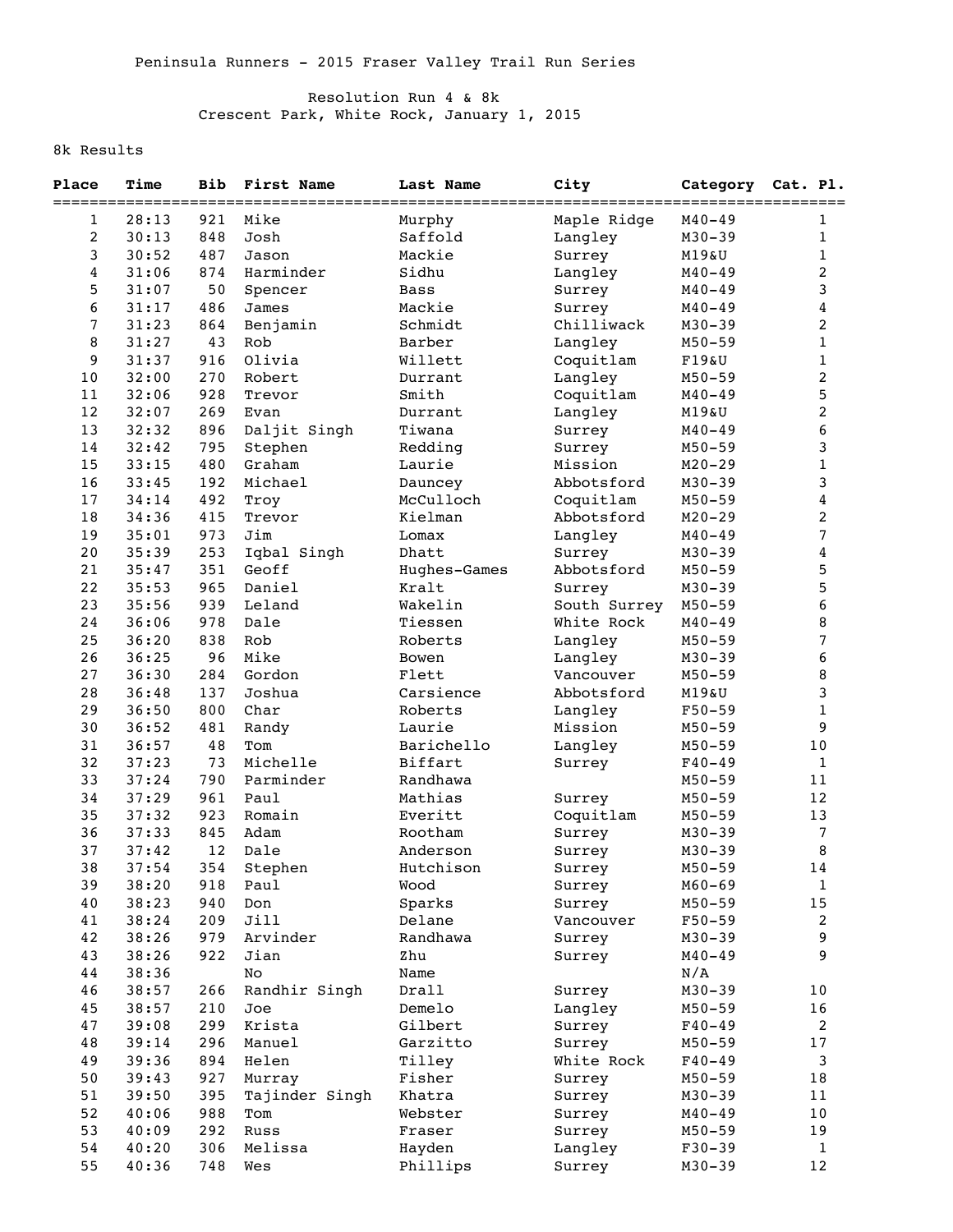Peninsula Runners - 2015 Fraser Valley Trail Run Series

Resolution Run 4 & 8k
Crescent Park, White Rock, January 1, 2015

8k Results

| Place | Time | Bib | First Name | Last Name | City | Category | Cat. Pl. |
|---|---|---|---|---|---|---|---|
| 1 | 28:13 | 921 | Mike | Murphy | Maple Ridge | M40-49 | 1 |
| 2 | 30:13 | 848 | Josh | Saffold | Langley | M30-39 | 1 |
| 3 | 30:52 | 487 | Jason | Mackie | Surrey | M19&U | 1 |
| 4 | 31:06 | 874 | Harminder | Sidhu | Langley | M40-49 | 2 |
| 5 | 31:07 | 50 | Spencer | Bass | Surrey | M40-49 | 3 |
| 6 | 31:17 | 486 | James | Mackie | Surrey | M40-49 | 4 |
| 7 | 31:23 | 864 | Benjamin | Schmidt | Chilliwack | M30-39 | 2 |
| 8 | 31:27 | 43 | Rob | Barber | Langley | M50-59 | 1 |
| 9 | 31:37 | 916 | Olivia | Willett | Coquitlam | F19&U | 1 |
| 10 | 32:00 | 270 | Robert | Durrant | Langley | M50-59 | 2 |
| 11 | 32:06 | 928 | Trevor | Smith | Coquitlam | M40-49 | 5 |
| 12 | 32:07 | 269 | Evan | Durrant | Langley | M19&U | 2 |
| 13 | 32:32 | 896 | Daljit Singh | Tiwana | Surrey | M40-49 | 6 |
| 14 | 32:42 | 795 | Stephen | Redding | Surrey | M50-59 | 3 |
| 15 | 33:15 | 480 | Graham | Laurie | Mission | M20-29 | 1 |
| 16 | 33:45 | 192 | Michael | Dauncey | Abbotsford | M30-39 | 3 |
| 17 | 34:14 | 492 | Troy | McCulloch | Coquitlam | M50-59 | 4 |
| 18 | 34:36 | 415 | Trevor | Kielman | Abbotsford | M20-29 | 2 |
| 19 | 35:01 | 973 | Jim | Lomax | Langley | M40-49 | 7 |
| 20 | 35:39 | 253 | Iqbal Singh | Dhatt | Surrey | M30-39 | 4 |
| 21 | 35:47 | 351 | Geoff | Hughes-Games | Abbotsford | M50-59 | 5 |
| 22 | 35:53 | 965 | Daniel | Kralt | Surrey | M30-39 | 5 |
| 23 | 35:56 | 939 | Leland | Wakelin | South Surrey | M50-59 | 6 |
| 24 | 36:06 | 978 | Dale | Tiessen | White Rock | M40-49 | 8 |
| 25 | 36:20 | 838 | Rob | Roberts | Langley | M50-59 | 7 |
| 26 | 36:25 | 96 | Mike | Bowen | Langley | M30-39 | 6 |
| 27 | 36:30 | 284 | Gordon | Flett | Vancouver | M50-59 | 8 |
| 28 | 36:48 | 137 | Joshua | Carsience | Abbotsford | M19&U | 3 |
| 29 | 36:50 | 800 | Char | Roberts | Langley | F50-59 | 1 |
| 30 | 36:52 | 481 | Randy | Laurie | Mission | M50-59 | 9 |
| 31 | 36:57 | 48 | Tom | Barichello | Langley | M50-59 | 10 |
| 32 | 37:23 | 73 | Michelle | Biffart | Surrey | F40-49 | 1 |
| 33 | 37:24 | 790 | Parminder | Randhawa | | M50-59 | 11 |
| 34 | 37:29 | 961 | Paul | Mathias | Surrey | M50-59 | 12 |
| 35 | 37:32 | 923 | Romain | Everitt | Coquitlam | M50-59 | 13 |
| 36 | 37:33 | 845 | Adam | Rootham | Surrey | M30-39 | 7 |
| 37 | 37:42 | 12 | Dale | Anderson | Surrey | M30-39 | 8 |
| 38 | 37:54 | 354 | Stephen | Hutchison | Surrey | M50-59 | 14 |
| 39 | 38:20 | 918 | Paul | Wood | Surrey | M60-69 | 1 |
| 40 | 38:23 | 940 | Don | Sparks | Surrey | M50-59 | 15 |
| 41 | 38:24 | 209 | Jill | Delane | Vancouver | F50-59 | 2 |
| 42 | 38:26 | 979 | Arvinder | Randhawa | Surrey | M30-39 | 9 |
| 43 | 38:26 | 922 | Jian | Zhu | Surrey | M40-49 | 9 |
| 44 | 38:36 | | No | Name | | N/A | |
| 46 | 38:57 | 266 | Randhir Singh | Drall | Surrey | M30-39 | 10 |
| 45 | 38:57 | 210 | Joe | Demelo | Langley | M50-59 | 16 |
| 47 | 39:08 | 299 | Krista | Gilbert | Surrey | F40-49 | 2 |
| 48 | 39:14 | 296 | Manuel | Garzitto | Surrey | M50-59 | 17 |
| 49 | 39:36 | 894 | Helen | Tilley | White Rock | F40-49 | 3 |
| 50 | 39:43 | 927 | Murray | Fisher | Surrey | M50-59 | 18 |
| 51 | 39:50 | 395 | Tajinder Singh | Khatra | Surrey | M30-39 | 11 |
| 52 | 40:06 | 988 | Tom | Webster | Surrey | M40-49 | 10 |
| 53 | 40:09 | 292 | Russ | Fraser | Surrey | M50-59 | 19 |
| 54 | 40:20 | 306 | Melissa | Hayden | Langley | F30-39 | 1 |
| 55 | 40:36 | 748 | Wes | Phillips | Surrey | M30-39 | 12 |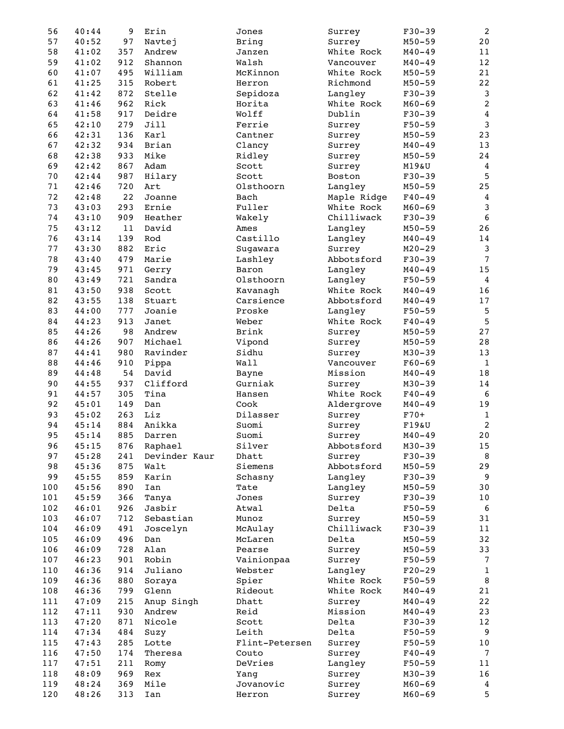| | | | | | | | |
|---|---|---|---|---|---|---|---|
| 56 | 40:44 | 9 | Erin | Jones | Surrey | F30-39 | 2 |
| 57 | 40:52 | 97 | Navtej | Bring | Surrey | M50-59 | 20 |
| 58 | 41:02 | 357 | Andrew | Janzen | White Rock | M40-49 | 11 |
| 59 | 41:02 | 912 | Shannon | Walsh | Vancouver | M40-49 | 12 |
| 60 | 41:07 | 495 | William | McKinnon | White Rock | M50-59 | 21 |
| 61 | 41:25 | 315 | Robert | Herron | Richmond | M50-59 | 22 |
| 62 | 41:42 | 872 | Stelle | Sepidoza | Langley | F30-39 | 3 |
| 63 | 41:46 | 962 | Rick | Horita | White Rock | M60-69 | 2 |
| 64 | 41:58 | 917 | Deidre | Wolff | Dublin | F30-39 | 4 |
| 65 | 42:10 | 279 | Jill | Ferrie | Surrey | F50-59 | 3 |
| 66 | 42:31 | 136 | Karl | Cantner | Surrey | M50-59 | 23 |
| 67 | 42:32 | 934 | Brian | Clancy | Surrey | M40-49 | 13 |
| 68 | 42:38 | 933 | Mike | Ridley | Surrey | M50-59 | 24 |
| 69 | 42:42 | 867 | Adam | Scott | Surrey | M19&U | 4 |
| 70 | 42:44 | 987 | Hilary | Scott | Boston | F30-39 | 5 |
| 71 | 42:46 | 720 | Art | Olsthoorn | Langley | M50-59 | 25 |
| 72 | 42:48 | 22 | Joanne | Bach | Maple Ridge | F40-49 | 4 |
| 73 | 43:03 | 293 | Ernie | Fuller | White Rock | M60-69 | 3 |
| 74 | 43:10 | 909 | Heather | Wakely | Chilliwack | F30-39 | 6 |
| 75 | 43:12 | 11 | David | Ames | Langley | M50-59 | 26 |
| 76 | 43:14 | 139 | Rod | Castillo | Langley | M40-49 | 14 |
| 77 | 43:30 | 882 | Eric | Sugawara | Surrey | M20-29 | 3 |
| 78 | 43:40 | 479 | Marie | Lashley | Abbotsford | F30-39 | 7 |
| 79 | 43:45 | 971 | Gerry | Baron | Langley | M40-49 | 15 |
| 80 | 43:49 | 721 | Sandra | Olsthoorn | Langley | F50-59 | 4 |
| 81 | 43:50 | 938 | Scott | Kavanagh | White Rock | M40-49 | 16 |
| 82 | 43:55 | 138 | Stuart | Carsience | Abbotsford | M40-49 | 17 |
| 83 | 44:00 | 777 | Joanie | Proske | Langley | F50-59 | 5 |
| 84 | 44:23 | 913 | Janet | Weber | White Rock | F40-49 | 5 |
| 85 | 44:26 | 98 | Andrew | Brink | Surrey | M50-59 | 27 |
| 86 | 44:26 | 907 | Michael | Vipond | Surrey | M50-59 | 28 |
| 87 | 44:41 | 980 | Ravinder | Sidhu | Surrey | M30-39 | 13 |
| 88 | 44:46 | 910 | Pippa | Wall | Vancouver | F60-69 | 1 |
| 89 | 44:48 | 54 | David | Bayne | Mission | M40-49 | 18 |
| 90 | 44:55 | 937 | Clifford | Gurniak | Surrey | M30-39 | 14 |
| 91 | 44:57 | 305 | Tina | Hansen | White Rock | F40-49 | 6 |
| 92 | 45:01 | 149 | Dan | Cook | Aldergrove | M40-49 | 19 |
| 93 | 45:02 | 263 | Liz | Dilasser | Surrey | F70+ | 1 |
| 94 | 45:14 | 884 | Anikka | Suomi | Surrey | F19&U | 2 |
| 95 | 45:14 | 885 | Darren | Suomi | Surrey | M40-49 | 20 |
| 96 | 45:15 | 876 | Raphael | Silver | Abbotsford | M30-39 | 15 |
| 97 | 45:28 | 241 | Devinder Kaur | Dhatt | Surrey | F30-39 | 8 |
| 98 | 45:36 | 875 | Walt | Siemens | Abbotsford | M50-59 | 29 |
| 99 | 45:55 | 859 | Karin | Schasny | Langley | F30-39 | 9 |
| 100 | 45:56 | 890 | Ian | Tate | Langley | M50-59 | 30 |
| 101 | 45:59 | 366 | Tanya | Jones | Surrey | F30-39 | 10 |
| 102 | 46:01 | 926 | Jasbir | Atwal | Delta | F50-59 | 6 |
| 103 | 46:07 | 712 | Sebastian | Munoz | Surrey | M50-59 | 31 |
| 104 | 46:09 | 491 | Joscelyn | McAulay | Chilliwack | F30-39 | 11 |
| 105 | 46:09 | 496 | Dan | McLaren | Delta | M50-59 | 32 |
| 106 | 46:09 | 728 | Alan | Pearse | Surrey | M50-59 | 33 |
| 107 | 46:23 | 901 | Robin | Vainionpaa | Surrey | F50-59 | 7 |
| 110 | 46:36 | 914 | Juliano | Webster | Langley | F20-29 | 1 |
| 109 | 46:36 | 880 | Soraya | Spier | White Rock | F50-59 | 8 |
| 108 | 46:36 | 799 | Glenn | Rideout | White Rock | M40-49 | 21 |
| 111 | 47:09 | 215 | Anup Singh | Dhatt | Surrey | M40-49 | 22 |
| 112 | 47:11 | 930 | Andrew | Reid | Mission | M40-49 | 23 |
| 113 | 47:20 | 871 | Nicole | Scott | Delta | F30-39 | 12 |
| 114 | 47:34 | 484 | Suzy | Leith | Delta | F50-59 | 9 |
| 115 | 47:43 | 285 | Lotte | Flint-Petersen | Surrey | F50-59 | 10 |
| 116 | 47:50 | 174 | Theresa | Couto | Surrey | F40-49 | 7 |
| 117 | 47:51 | 211 | Romy | DeVries | Langley | F50-59 | 11 |
| 118 | 48:09 | 969 | Rex | Yang | Surrey | M30-39 | 16 |
| 119 | 48:24 | 369 | Mile | Jovanovic | Surrey | M60-69 | 4 |
| 120 | 48:26 | 313 | Ian | Herron | Surrey | M60-69 | 5 |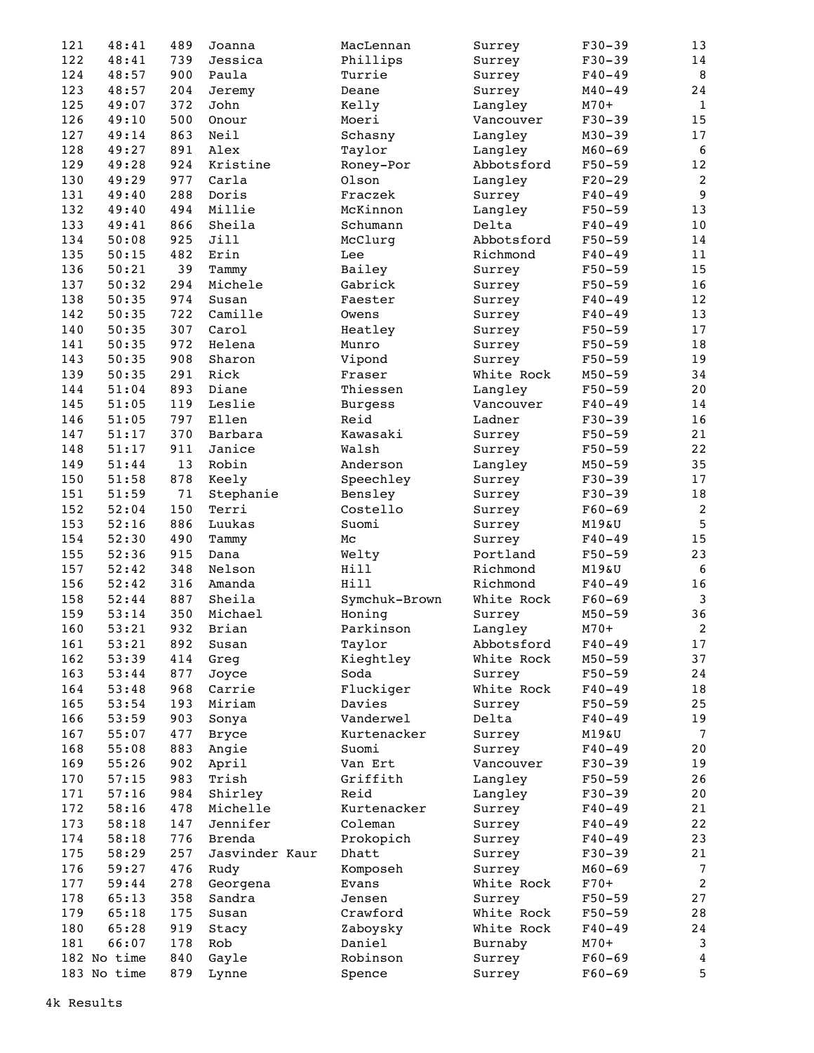| | | | | | | | |
|---|---|---|---|---|---|---|---|
| 121 | 48:41 | 489 | Joanna | MacLennan | Surrey | F30-39 | 13 |
| 122 | 48:41 | 739 | Jessica | Phillips | Surrey | F30-39 | 14 |
| 124 | 48:57 | 900 | Paula | Turrie | Surrey | F40-49 | 8 |
| 123 | 48:57 | 204 | Jeremy | Deane | Surrey | M40-49 | 24 |
| 125 | 49:07 | 372 | John | Kelly | Langley | M70+ | 1 |
| 126 | 49:10 | 500 | Onour | Moeri | Vancouver | F30-39 | 15 |
| 127 | 49:14 | 863 | Neil | Schasny | Langley | M30-39 | 17 |
| 128 | 49:27 | 891 | Alex | Taylor | Langley | M60-69 | 6 |
| 129 | 49:28 | 924 | Kristine | Roney-Por | Abbotsford | F50-59 | 12 |
| 130 | 49:29 | 977 | Carla | Olson | Langley | F20-29 | 2 |
| 131 | 49:40 | 288 | Doris | Fraczek | Surrey | F40-49 | 9 |
| 132 | 49:40 | 494 | Millie | McKinnon | Langley | F50-59 | 13 |
| 133 | 49:41 | 866 | Sheila | Schumann | Delta | F40-49 | 10 |
| 134 | 50:08 | 925 | Jill | McClurg | Abbotsford | F50-59 | 14 |
| 135 | 50:15 | 482 | Erin | Lee | Richmond | F40-49 | 11 |
| 136 | 50:21 | 39 | Tammy | Bailey | Surrey | F50-59 | 15 |
| 137 | 50:32 | 294 | Michele | Gabrick | Surrey | F50-59 | 16 |
| 138 | 50:35 | 974 | Susan | Faester | Surrey | F40-49 | 12 |
| 142 | 50:35 | 722 | Camille | Owens | Surrey | F40-49 | 13 |
| 140 | 50:35 | 307 | Carol | Heatley | Surrey | F50-59 | 17 |
| 141 | 50:35 | 972 | Helena | Munro | Surrey | F50-59 | 18 |
| 143 | 50:35 | 908 | Sharon | Vipond | Surrey | F50-59 | 19 |
| 139 | 50:35 | 291 | Rick | Fraser | White Rock | M50-59 | 34 |
| 144 | 51:04 | 893 | Diane | Thiessen | Langley | F50-59 | 20 |
| 145 | 51:05 | 119 | Leslie | Burgess | Vancouver | F40-49 | 14 |
| 146 | 51:05 | 797 | Ellen | Reid | Ladner | F30-39 | 16 |
| 147 | 51:17 | 370 | Barbara | Kawasaki | Surrey | F50-59 | 21 |
| 148 | 51:17 | 911 | Janice | Walsh | Surrey | F50-59 | 22 |
| 149 | 51:44 | 13 | Robin | Anderson | Langley | M50-59 | 35 |
| 150 | 51:58 | 878 | Keely | Speechley | Surrey | F30-39 | 17 |
| 151 | 51:59 | 71 | Stephanie | Bensley | Surrey | F30-39 | 18 |
| 152 | 52:04 | 150 | Terri | Costello | Surrey | F60-69 | 2 |
| 153 | 52:16 | 886 | Luukas | Suomi | Surrey | M19&U | 5 |
| 154 | 52:30 | 490 | Tammy | Mc | Surrey | F40-49 | 15 |
| 155 | 52:36 | 915 | Dana | Welty | Portland | F50-59 | 23 |
| 157 | 52:42 | 348 | Nelson | Hill | Richmond | M19&U | 6 |
| 156 | 52:42 | 316 | Amanda | Hill | Richmond | F40-49 | 16 |
| 158 | 52:44 | 887 | Sheila | Symchuk-Brown | White Rock | F60-69 | 3 |
| 159 | 53:14 | 350 | Michael | Honing | Surrey | M50-59 | 36 |
| 160 | 53:21 | 932 | Brian | Parkinson | Langley | M70+ | 2 |
| 161 | 53:21 | 892 | Susan | Taylor | Abbotsford | F40-49 | 17 |
| 162 | 53:39 | 414 | Greg | Kieghtley | White Rock | M50-59 | 37 |
| 163 | 53:44 | 877 | Joyce | Soda | Surrey | F50-59 | 24 |
| 164 | 53:48 | 968 | Carrie | Fluckiger | White Rock | F40-49 | 18 |
| 165 | 53:54 | 193 | Miriam | Davies | Surrey | F50-59 | 25 |
| 166 | 53:59 | 903 | Sonya | Vanderwel | Delta | F40-49 | 19 |
| 167 | 55:07 | 477 | Bryce | Kurtenacker | Surrey | M19&U | 7 |
| 168 | 55:08 | 883 | Angie | Suomi | Surrey | F40-49 | 20 |
| 169 | 55:26 | 902 | April | Van Ert | Vancouver | F30-39 | 19 |
| 170 | 57:15 | 983 | Trish | Griffith | Langley | F50-59 | 26 |
| 171 | 57:16 | 984 | Shirley | Reid | Langley | F30-39 | 20 |
| 172 | 58:16 | 478 | Michelle | Kurtenacker | Surrey | F40-49 | 21 |
| 173 | 58:18 | 147 | Jennifer | Coleman | Surrey | F40-49 | 22 |
| 174 | 58:18 | 776 | Brenda | Prokopich | Surrey | F40-49 | 23 |
| 175 | 58:29 | 257 | Jasvinder Kaur | Dhatt | Surrey | F30-39 | 21 |
| 176 | 59:27 | 476 | Rudy | Komposeh | Surrey | M60-69 | 7 |
| 177 | 59:44 | 278 | Georgena | Evans | White Rock | F70+ | 2 |
| 178 | 65:13 | 358 | Sandra | Jensen | Surrey | F50-59 | 27 |
| 179 | 65:18 | 175 | Susan | Crawford | White Rock | F50-59 | 28 |
| 180 | 65:28 | 919 | Stacy | Zaboysky | White Rock | F40-49 | 24 |
| 181 | 66:07 | 178 | Rob | Daniel | Burnaby | M70+ | 3 |
| 182 | No time | 840 | Gayle | Robinson | Surrey | F60-69 | 4 |
| 183 | No time | 879 | Lynne | Spence | Surrey | F60-69 | 5 |

4k Results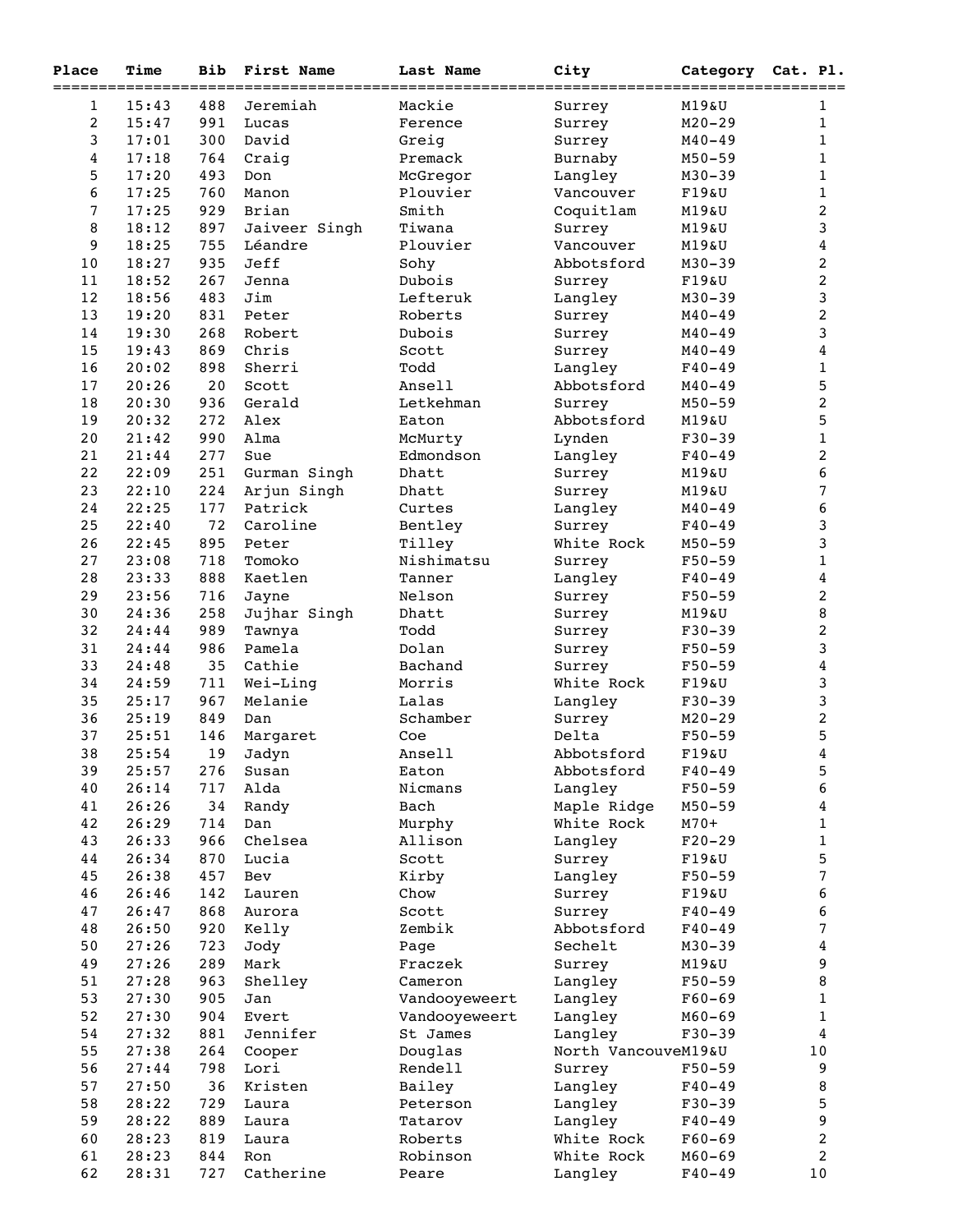| Place | Time | Bib | First Name | Last Name | City | Category | Cat. Pl. |
|---|---|---|---|---|---|---|---|
| 1 | 15:43 | 488 | Jeremiah | Mackie | Surrey | M19&U | 1 |
| 2 | 15:47 | 991 | Lucas | Ference | Surrey | M20-29 | 1 |
| 3 | 17:01 | 300 | David | Greig | Surrey | M40-49 | 1 |
| 4 | 17:18 | 764 | Craig | Premack | Burnaby | M50-59 | 1 |
| 5 | 17:20 | 493 | Don | McGregor | Langley | M30-39 | 1 |
| 6 | 17:25 | 760 | Manon | Plouvier | Vancouver | F19&U | 1 |
| 7 | 17:25 | 929 | Brian | Smith | Coquitlam | M19&U | 2 |
| 8 | 18:12 | 897 | Jaiveer Singh | Tiwana | Surrey | M19&U | 3 |
| 9 | 18:25 | 755 | Léandre | Plouvier | Vancouver | M19&U | 4 |
| 10 | 18:27 | 935 | Jeff | Sohy | Abbotsford | M30-39 | 2 |
| 11 | 18:52 | 267 | Jenna | Dubois | Surrey | F19&U | 2 |
| 12 | 18:56 | 483 | Jim | Lefteruk | Langley | M30-39 | 3 |
| 13 | 19:20 | 831 | Peter | Roberts | Surrey | M40-49 | 2 |
| 14 | 19:30 | 268 | Robert | Dubois | Surrey | M40-49 | 3 |
| 15 | 19:43 | 869 | Chris | Scott | Surrey | M40-49 | 4 |
| 16 | 20:02 | 898 | Sherri | Todd | Langley | F40-49 | 1 |
| 17 | 20:26 | 20 | Scott | Ansell | Abbotsford | M40-49 | 5 |
| 18 | 20:30 | 936 | Gerald | Letkehman | Surrey | M50-59 | 2 |
| 19 | 20:32 | 272 | Alex | Eaton | Abbotsford | M19&U | 5 |
| 20 | 21:42 | 990 | Alma | McMurty | Lynden | F30-39 | 1 |
| 21 | 21:44 | 277 | Sue | Edmondson | Langley | F40-49 | 2 |
| 22 | 22:09 | 251 | Gurman Singh | Dhatt | Surrey | M19&U | 6 |
| 23 | 22:10 | 224 | Arjun Singh | Dhatt | Surrey | M19&U | 7 |
| 24 | 22:25 | 177 | Patrick | Curtes | Langley | M40-49 | 6 |
| 25 | 22:40 | 72 | Caroline | Bentley | Surrey | F40-49 | 3 |
| 26 | 22:45 | 895 | Peter | Tilley | White Rock | M50-59 | 3 |
| 27 | 23:08 | 718 | Tomoko | Nishimatsu | Surrey | F50-59 | 1 |
| 28 | 23:33 | 888 | Kaetlen | Tanner | Langley | F40-49 | 4 |
| 29 | 23:56 | 716 | Jayne | Nelson | Surrey | F50-59 | 2 |
| 30 | 24:36 | 258 | Jujhar Singh | Dhatt | Surrey | M19&U | 8 |
| 32 | 24:44 | 989 | Tawnya | Todd | Surrey | F30-39 | 2 |
| 31 | 24:44 | 986 | Pamela | Dolan | Surrey | F50-59 | 3 |
| 33 | 24:48 | 35 | Cathie | Bachand | Surrey | F50-59 | 4 |
| 34 | 24:59 | 711 | Wei-Ling | Morris | White Rock | F19&U | 3 |
| 35 | 25:17 | 967 | Melanie | Lalas | Langley | F30-39 | 3 |
| 36 | 25:19 | 849 | Dan | Schamber | Surrey | M20-29 | 2 |
| 37 | 25:51 | 146 | Margaret | Coe | Delta | F50-59 | 5 |
| 38 | 25:54 | 19 | Jadyn | Ansell | Abbotsford | F19&U | 4 |
| 39 | 25:57 | 276 | Susan | Eaton | Abbotsford | F40-49 | 5 |
| 40 | 26:14 | 717 | Alda | Nicmans | Langley | F50-59 | 6 |
| 41 | 26:26 | 34 | Randy | Bach | Maple Ridge | M50-59 | 4 |
| 42 | 26:29 | 714 | Dan | Murphy | White Rock | M70+ | 1 |
| 43 | 26:33 | 966 | Chelsea | Allison | Langley | F20-29 | 1 |
| 44 | 26:34 | 870 | Lucia | Scott | Surrey | F19&U | 5 |
| 45 | 26:38 | 457 | Bev | Kirby | Langley | F50-59 | 7 |
| 46 | 26:46 | 142 | Lauren | Chow | Surrey | F19&U | 6 |
| 47 | 26:47 | 868 | Aurora | Scott | Surrey | F40-49 | 6 |
| 48 | 26:50 | 920 | Kelly | Zembik | Abbotsford | F40-49 | 7 |
| 50 | 27:26 | 723 | Jody | Page | Sechelt | M30-39 | 4 |
| 49 | 27:26 | 289 | Mark | Fraczek | Surrey | M19&U | 9 |
| 51 | 27:28 | 963 | Shelley | Cameron | Langley | F50-59 | 8 |
| 53 | 27:30 | 905 | Jan | Vandooyeweert | Langley | F60-69 | 1 |
| 52 | 27:30 | 904 | Evert | Vandooyeweert | Langley | M60-69 | 1 |
| 54 | 27:32 | 881 | Jennifer | St James | Langley | F30-39 | 4 |
| 55 | 27:38 | 264 | Cooper | Douglas | North Vancouve | M19&U | 10 |
| 56 | 27:44 | 798 | Lori | Rendell | Surrey | F50-59 | 9 |
| 57 | 27:50 | 36 | Kristen | Bailey | Langley | F40-49 | 8 |
| 58 | 28:22 | 729 | Laura | Peterson | Langley | F30-39 | 5 |
| 59 | 28:22 | 889 | Laura | Tatarov | Langley | F40-49 | 9 |
| 60 | 28:23 | 819 | Laura | Roberts | White Rock | F60-69 | 2 |
| 61 | 28:23 | 844 | Ron | Robinson | White Rock | M60-69 | 2 |
| 62 | 28:31 | 727 | Catherine | Peare | Langley | F40-49 | 10 |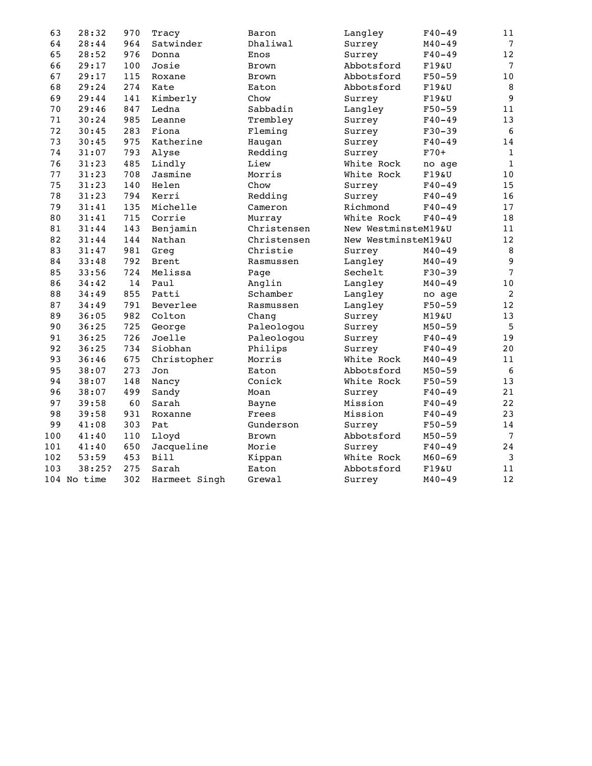| | | | | | | | |
|---|---|---|---|---|---|---|---|
| 63 | 28:32 | 970 | Tracy | Baron | Langley | F40-49 | 11 |
| 64 | 28:44 | 964 | Satwinder | Dhaliwal | Surrey | M40-49 | 7 |
| 65 | 28:52 | 976 | Donna | Enos | Surrey | F40-49 | 12 |
| 66 | 29:17 | 100 | Josie | Brown | Abbotsford | F19&U | 7 |
| 67 | 29:17 | 115 | Roxane | Brown | Abbotsford | F50-59 | 10 |
| 68 | 29:24 | 274 | Kate | Eaton | Abbotsford | F19&U | 8 |
| 69 | 29:44 | 141 | Kimberly | Chow | Surrey | F19&U | 9 |
| 70 | 29:46 | 847 | Ledna | Sabbadin | Langley | F50-59 | 11 |
| 71 | 30:24 | 985 | Leanne | Trembley | Surrey | F40-49 | 13 |
| 72 | 30:45 | 283 | Fiona | Fleming | Surrey | F30-39 | 6 |
| 73 | 30:45 | 975 | Katherine | Haugan | Surrey | F40-49 | 14 |
| 74 | 31:07 | 793 | Alyse | Redding | Surrey | F70+ | 1 |
| 76 | 31:23 | 485 | Lindly | Liew | White Rock | no age | 1 |
| 77 | 31:23 | 708 | Jasmine | Morris | White Rock | F19&U | 10 |
| 75 | 31:23 | 140 | Helen | Chow | Surrey | F40-49 | 15 |
| 78 | 31:23 | 794 | Kerri | Redding | Surrey | F40-49 | 16 |
| 79 | 31:41 | 135 | Michelle | Cameron | Richmond | F40-49 | 17 |
| 80 | 31:41 | 715 | Corrie | Murray | White Rock | F40-49 | 18 |
| 81 | 31:44 | 143 | Benjamin | Christensen | New Westminste | M19&U | 11 |
| 82 | 31:44 | 144 | Nathan | Christensen | New Westminste | M19&U | 12 |
| 83 | 31:47 | 981 | Greg | Christie | Surrey | M40-49 | 8 |
| 84 | 33:48 | 792 | Brent | Rasmussen | Langley | M40-49 | 9 |
| 85 | 33:56 | 724 | Melissa | Page | Sechelt | F30-39 | 7 |
| 86 | 34:42 | 14 | Paul | Anglin | Langley | M40-49 | 10 |
| 88 | 34:49 | 855 | Patti | Schamber | Langley | no age | 2 |
| 87 | 34:49 | 791 | Beverlee | Rasmussen | Langley | F50-59 | 12 |
| 89 | 36:05 | 982 | Colton | Chang | Surrey | M19&U | 13 |
| 90 | 36:25 | 725 | George | Paleologou | Surrey | M50-59 | 5 |
| 91 | 36:25 | 726 | Joelle | Paleologou | Surrey | F40-49 | 19 |
| 92 | 36:25 | 734 | Siobhan | Philips | Surrey | F40-49 | 20 |
| 93 | 36:46 | 675 | Christopher | Morris | White Rock | M40-49 | 11 |
| 95 | 38:07 | 273 | Jon | Eaton | Abbotsford | M50-59 | 6 |
| 94 | 38:07 | 148 | Nancy | Conick | White Rock | F50-59 | 13 |
| 96 | 38:07 | 499 | Sandy | Moan | Surrey | F40-49 | 21 |
| 97 | 39:58 | 60 | Sarah | Bayne | Mission | F40-49 | 22 |
| 98 | 39:58 | 931 | Roxanne | Frees | Mission | F40-49 | 23 |
| 99 | 41:08 | 303 | Pat | Gunderson | Surrey | F50-59 | 14 |
| 100 | 41:40 | 110 | Lloyd | Brown | Abbotsford | M50-59 | 7 |
| 101 | 41:40 | 650 | Jacqueline | Morie | Surrey | F40-49 | 24 |
| 102 | 53:59 | 453 | Bill | Kippan | White Rock | M60-69 | 3 |
| 103 | 38:25? | 275 | Sarah | Eaton | Abbotsford | F19&U | 11 |
| 104 | No time | 302 | Harmeet Singh | Grewal | Surrey | M40-49 | 12 |